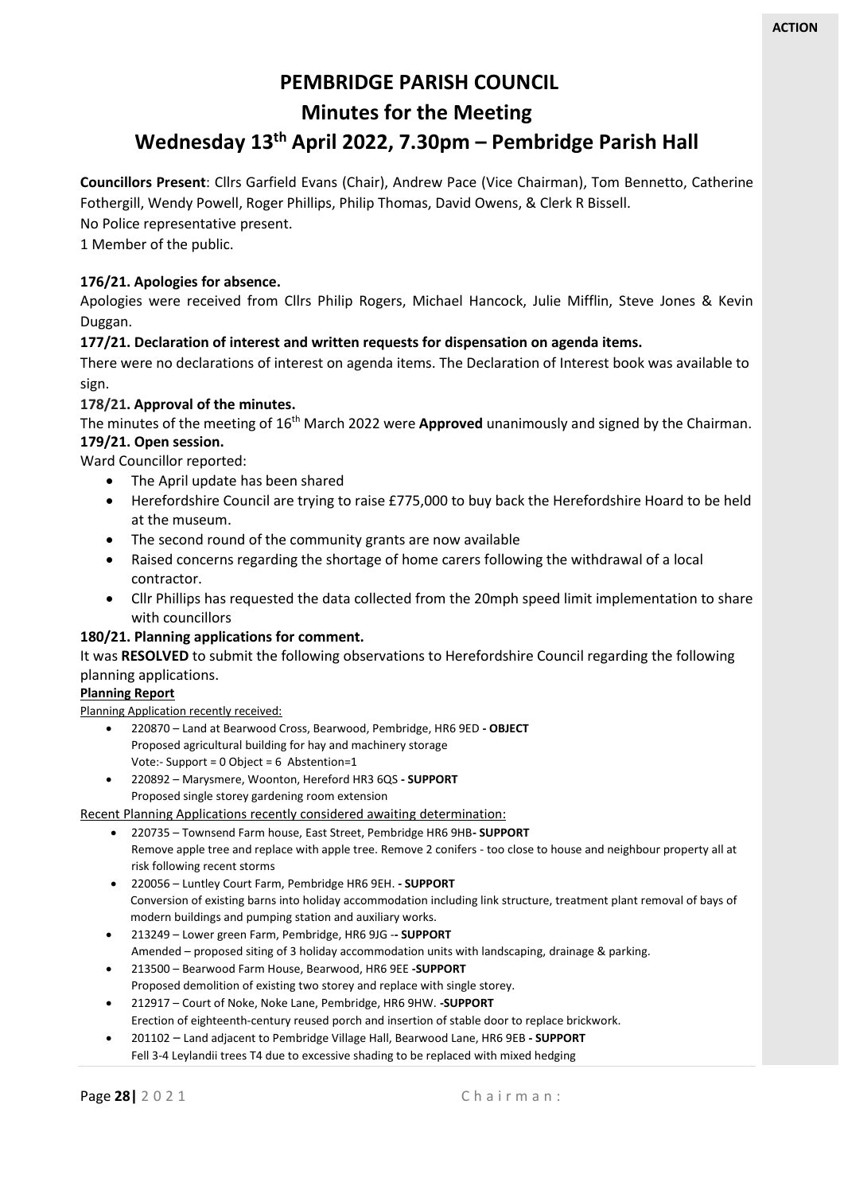ACTION

# PEMBRIDGE PARISH COUNCIL

## Minutes for the Meeting

## Wednesday 13th April 2022, 7.30pm – Pembridge Parish Hall

**Councillors Present**: Cllrs Garfield Evans (Chair), Andrew Pace (Vice Chairman), Tom Bennetto, Catherine Fothergill, Wendy Powell, Roger Phillips, Philip Thomas, David Owens, & Clerk R Bissell.
No Police representative present.
1 Member of the public.

**176/21. Apologies for absence.**

Apologies were received from Cllrs Philip Rogers, Michael Hancock, Julie Mifflin, Steve Jones & Kevin Duggan.

**177/21. Declaration of interest and written requests for dispensation on agenda items.**

There were no declarations of interest on agenda items. The Declaration of Interest book was available to sign.

**178/21. Approval of the minutes.**

The minutes of the meeting of 16th March 2022 were **Approved** unanimously and signed by the Chairman.

**179/21. Open session.**

Ward Councillor reported:

- The April update has been shared
- Herefordshire Council are trying to raise £775,000 to buy back the Herefordshire Hoard to be held at the museum.
- The second round of the community grants are now available
- Raised concerns regarding the shortage of home carers following the withdrawal of a local contractor.
- Cllr Phillips has requested the data collected from the 20mph speed limit implementation to share with councillors

**180/21. Planning applications for comment.**

It was **RESOLVED** to submit the following observations to Herefordshire Council regarding the following planning applications.

**Planning Report**

Planning Application recently received:

- 220870 – Land at Bearwood Cross, Bearwood, Pembridge, HR6 9ED **- OBJECT**
  Proposed agricultural building for hay and machinery storage
  Vote:- Support = 0 Object = 6 Abstention=1
- 220892 – Marysmere, Woonton, Hereford HR3 6QS **- SUPPORT**
  Proposed single storey gardening room extension

Recent Planning Applications recently considered awaiting determination:

- 220735 – Townsend Farm house, East Street, Pembridge HR6 9HB**- SUPPORT**
  Remove apple tree and replace with apple tree. Remove 2 conifers - too close to house and neighbour property all at risk following recent storms
- 220056 – Luntley Court Farm, Pembridge HR6 9EH. **- SUPPORT**
  Conversion of existing barns into holiday accommodation including link structure, treatment plant removal of bays of modern buildings and pumping station and auxiliary works.
- 213249 – Lower green Farm, Pembridge, HR6 9JG -**- SUPPORT**
  Amended – proposed siting of 3 holiday accommodation units with landscaping, drainage & parking.
- 213500 – Bearwood Farm House, Bearwood, HR6 9EE **-SUPPORT**
  Proposed demolition of existing two storey and replace with single storey.
- 212917 – Court of Noke, Noke Lane, Pembridge, HR6 9HW. **-SUPPORT**
  Erection of eighteenth-century reused porch and insertion of stable door to replace brickwork.
- 201102 – Land adjacent to Pembridge Village Hall, Bearwood Lane, HR6 9EB **- SUPPORT**
  Fell 3-4 Leylandii trees T4 due to excessive shading to be replaced with mixed hedging

Chairman: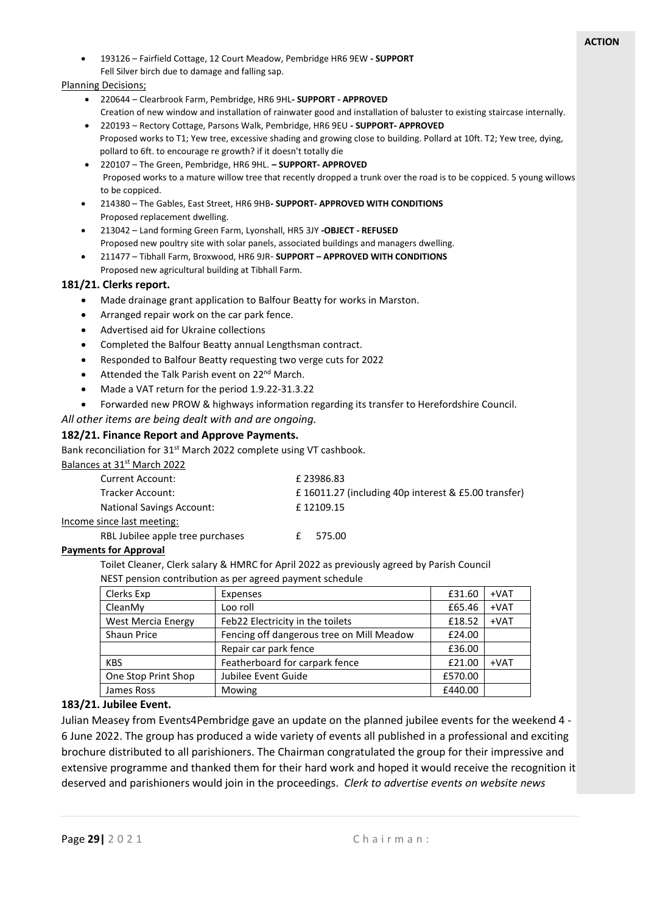**ACTION**

- 193126 – Fairfield Cottage, 12 Court Meadow, Pembridge HR6 9EW **- SUPPORT**
  Fell Silver birch due to damage and falling sap.

Planning Decisions;

- 220644 – Clearbrook Farm, Pembridge, HR6 9HL**- SUPPORT - APPROVED**
  Creation of new window and installation of rainwater good and installation of baluster to existing staircase internally.
- 220193 – Rectory Cottage, Parsons Walk, Pembridge, HR6 9EU **- SUPPORT- APPROVED**
  Proposed works to T1; Yew tree, excessive shading and growing close to building. Pollard at 10ft. T2; Yew tree, dying, pollard to 6ft. to encourage re growth? if it doesn't totally die
- 220107 – The Green, Pembridge, HR6 9HL. **– SUPPORT- APPROVED**
  Proposed works to a mature willow tree that recently dropped a trunk over the road is to be coppiced. 5 young willows to be coppiced.
- 214380 – The Gables, East Street, HR6 9HB**- SUPPORT- APPROVED WITH CONDITIONS**
  Proposed replacement dwelling.
- 213042 – Land forming Green Farm, Lyonshall, HR5 3JY **-OBJECT - REFUSED**
  Proposed new poultry site with solar panels, associated buildings and managers dwelling.
- 211477 – Tibhall Farm, Broxwood, HR6 9JR- **SUPPORT – APPROVED WITH CONDITIONS**
  Proposed new agricultural building at Tibhall Farm.

### 181/21. Clerks report.

- Made drainage grant application to Balfour Beatty for works in Marston.
- Arranged repair work on the car park fence.
- Advertised aid for Ukraine collections
- Completed the Balfour Beatty annual Lengthsman contract.
- Responded to Balfour Beatty requesting two verge cuts for 2022
- Attended the Talk Parish event on 22nd March.
- Made a VAT return for the period 1.9.22-31.3.22
- Forwarded new PROW & highways information regarding its transfer to Herefordshire Council.

*All other items are being dealt with and are ongoing.*

### 182/21. Finance Report and Approve Payments.

Bank reconciliation for 31st March 2022 complete using VT cashbook.

Balances at 31st March 2022

| | |
|---|---|
| Current Account: | £ 23986.83 |
| Tracker Account: | £ 16011.27 (including 40p interest & £5.00 transfer) |
| National Savings Account: | £ 12109.15 |

Income since last meeting:

| | |
|---|---|
| RBL Jubilee apple tree purchases | £ 575.00 |

**Payments for Approval**

Toilet Cleaner, Clerk salary & HMRC for April 2022 as previously agreed by Parish Council
NEST pension contribution as per agreed payment schedule

| | | | |
|---|---|---|---|
| Clerks Exp | Expenses | £31.60 | +VAT |
| CleanMy | Loo roll | £65.46 | +VAT |
| West Mercia Energy | Feb22 Electricity in the toilets | £18.52 | +VAT |
| Shaun Price | Fencing off dangerous tree on Mill Meadow | £24.00 | |
| | Repair car park fence | £36.00 | |
| KBS | Featherboard for carpark fence | £21.00 | +VAT |
| One Stop Print Shop | Jubilee Event Guide | £570.00 | |
| James Ross | Mowing | £440.00 | |

### 183/21. Jubilee Event.

Julian Measey from Events4Pembridge gave an update on the planned jubilee events for the weekend 4 - 6 June 2022. The group has produced a wide variety of events all published in a professional and exciting brochure distributed to all parishioners. The Chairman congratulated the group for their impressive and extensive programme and thanked them for their hard work and hoped it would receive the recognition it deserved and parishioners would join in the proceedings. *Clerk to advertise events on website news*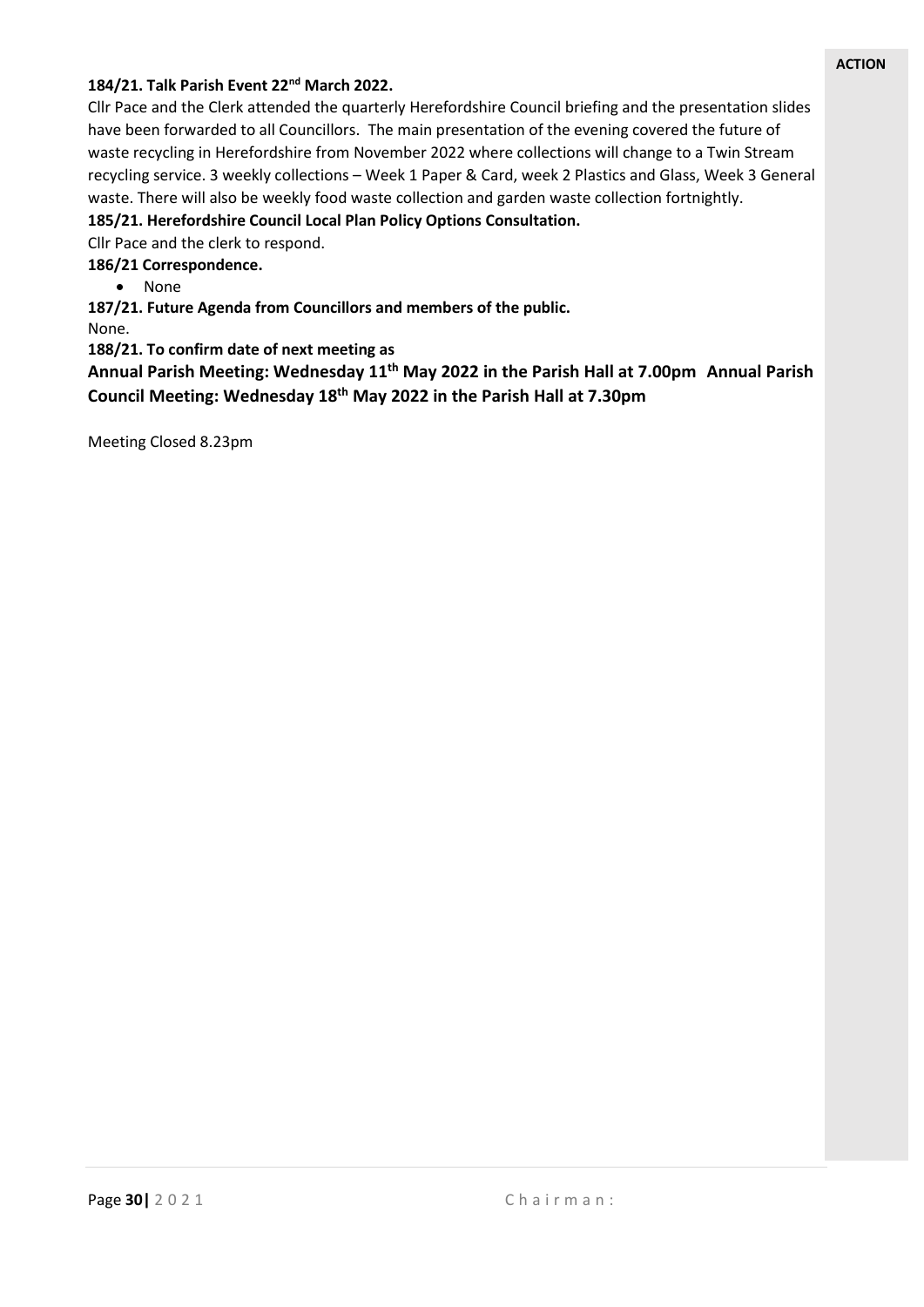**ACTION**

**184/21. Talk Parish Event 22nd March 2022.**

Cllr Pace and the Clerk attended the quarterly Herefordshire Council briefing and the presentation slides have been forwarded to all Councillors. The main presentation of the evening covered the future of waste recycling in Herefordshire from November 2022 where collections will change to a Twin Stream recycling service. 3 weekly collections – Week 1 Paper & Card, week 2 Plastics and Glass, Week 3 General waste. There will also be weekly food waste collection and garden waste collection fortnightly.

**185/21. Herefordshire Council Local Plan Policy Options Consultation.**

Cllr Pace and the clerk to respond.

**186/21 Correspondence.**

- None

**187/21. Future Agenda from Councillors and members of the public.**

None.

**188/21. To confirm date of next meeting as**

**Annual Parish Meeting: Wednesday 11th May 2022 in the Parish Hall at 7.00pm Annual Parish Council Meeting: Wednesday 18th May 2022 in the Parish Hall at 7.30pm**

Meeting Closed 8.23pm

Chairman: